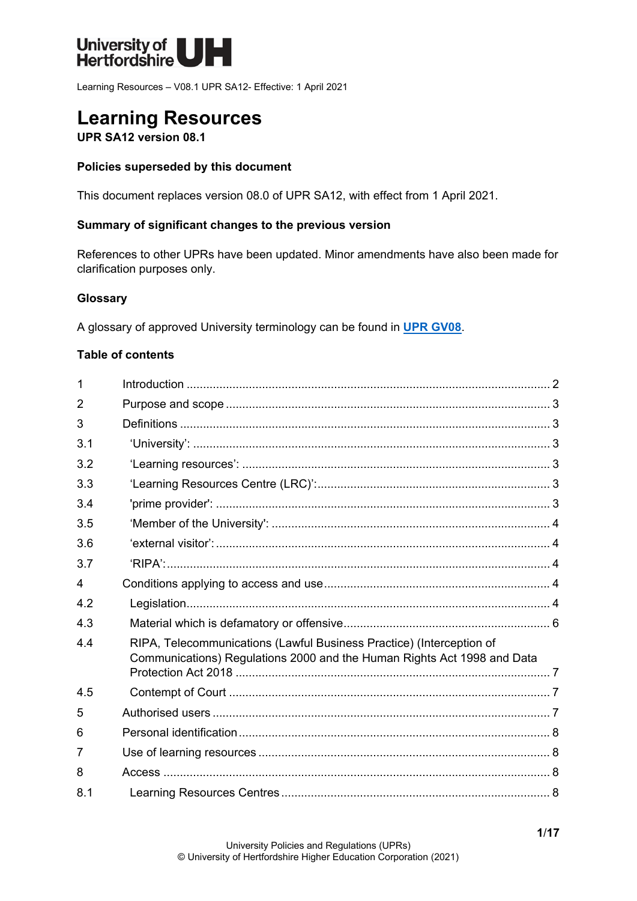Learning Resources – V08.1 UPR SA12- Effective: 1 April 2021

# Learning Resources

**UPR SA12 version 08.1**

**Policies superseded by this document**

This document replaces version 08.0 of UPR SA12, with effect from 1 April 2021.

**Summary of significant changes to the previous version**

References to other UPRs have been updated. Minor amendments have also been made for clarification purposes only.

**Glossary**

A glossary of approved University terminology can be found in **UPR GV08**.

**Table of contents**

| | | |
|---|---|---|
| 1 | Introduction | 2 |
| 2 | Purpose and scope | 3 |
| 3 | Definitions | 3 |
| 3.1 | 'University': | 3 |
| 3.2 | 'Learning resources': | 3 |
| 3.3 | 'Learning Resources Centre (LRC)': | 3 |
| 3.4 | 'prime provider': | 3 |
| 3.5 | 'Member of the University': | 4 |
| 3.6 | 'external visitor': | 4 |
| 3.7 | 'RIPA': | 4 |
| 4 | Conditions applying to access and use | 4 |
| 4.2 | Legislation | 4 |
| 4.3 | Material which is defamatory or offensive | 6 |
| 4.4 | RIPA, Telecommunications (Lawful Business Practice) (Interception of Communications) Regulations 2000 and the Human Rights Act 1998 and Data Protection Act 2018 | 7 |
| 4.5 | Contempt of Court | 7 |
| 5 | Authorised users | 7 |
| 6 | Personal identification | 8 |
| 7 | Use of learning resources | 8 |
| 8 | Access | 8 |
| 8.1 | Learning Resources Centres | 8 |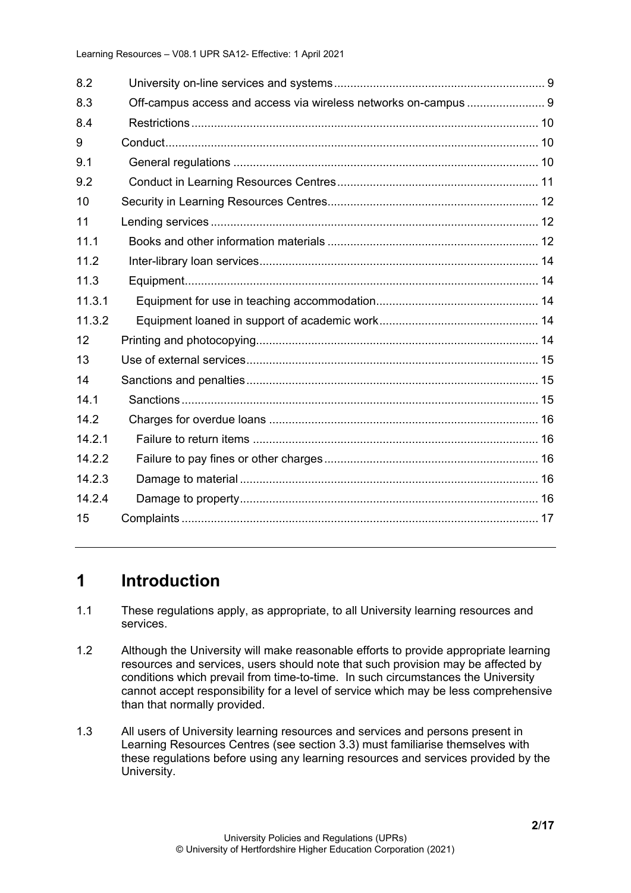| | | |
|---|---|---|
| 8.2 | University on-line services and systems | 9 |
| 8.3 | Off-campus access and access via wireless networks on-campus | 9 |
| 8.4 | Restrictions | 10 |
| 9 | Conduct | 10 |
| 9.1 | General regulations | 10 |
| 9.2 | Conduct in Learning Resources Centres | 11 |
| 10 | Security in Learning Resources Centres | 12 |
| 11 | Lending services | 12 |
| 11.1 | Books and other information materials | 12 |
| 11.2 | Inter-library loan services | 14 |
| 11.3 | Equipment | 14 |
| 11.3.1 | Equipment for use in teaching accommodation | 14 |
| 11.3.2 | Equipment loaned in support of academic work | 14 |
| 12 | Printing and photocopying | 14 |
| 13 | Use of external services | 15 |
| 14 | Sanctions and penalties | 15 |
| 14.1 | Sanctions | 15 |
| 14.2 | Charges for overdue loans | 16 |
| 14.2.1 | Failure to return items | 16 |
| 14.2.2 | Failure to pay fines or other charges | 16 |
| 14.2.3 | Damage to material | 16 |
| 14.2.4 | Damage to property | 16 |
| 15 | Complaints | 17 |

# 1 Introduction

1.1 These regulations apply, as appropriate, to all University learning resources and services.

1.2 Although the University will make reasonable efforts to provide appropriate learning resources and services, users should note that such provision may be affected by conditions which prevail from time-to-time. In such circumstances the University cannot accept responsibility for a level of service which may be less comprehensive than that normally provided.

1.3 All users of University learning resources and services and persons present in Learning Resources Centres (see section 3.3) must familiarise themselves with these regulations before using any learning resources and services provided by the University.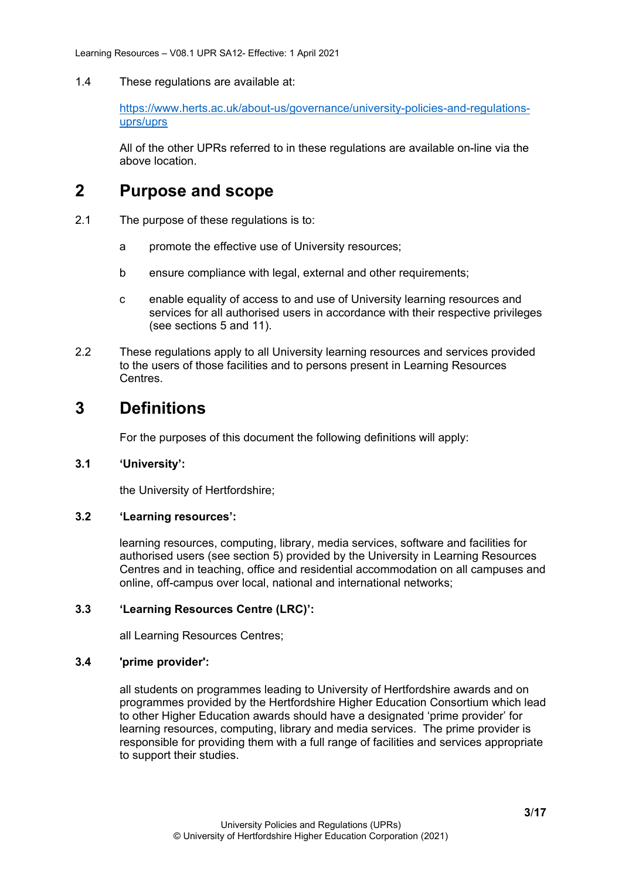1.4 These regulations are available at:

[https://www.herts.ac.uk/about-us/governance/university-policies-and-regulations-uprs/uprs](https://www.herts.ac.uk/about-us/governance/university-policies-and-regulations-uprs/uprs)

All of the other UPRs referred to in these regulations are available on-line via the above location.

## 2 Purpose and scope

2.1 The purpose of these regulations is to:

a promote the effective use of University resources;

b ensure compliance with legal, external and other requirements;

c enable equality of access to and use of University learning resources and services for all authorised users in accordance with their respective privileges (see sections 5 and 11).

2.2 These regulations apply to all University learning resources and services provided to the users of those facilities and to persons present in Learning Resources Centres.

## 3 Definitions

For the purposes of this document the following definitions will apply:

**3.1 'University':**

the University of Hertfordshire;

**3.2 'Learning resources':**

learning resources, computing, library, media services, software and facilities for authorised users (see section 5) provided by the University in Learning Resources Centres and in teaching, office and residential accommodation on all campuses and online, off-campus over local, national and international networks;

**3.3 'Learning Resources Centre (LRC)':**

all Learning Resources Centres;

**3.4 'prime provider':**

all students on programmes leading to University of Hertfordshire awards and on programmes provided by the Hertfordshire Higher Education Consortium which lead to other Higher Education awards should have a designated 'prime provider' for learning resources, computing, library and media services. The prime provider is responsible for providing them with a full range of facilities and services appropriate to support their studies.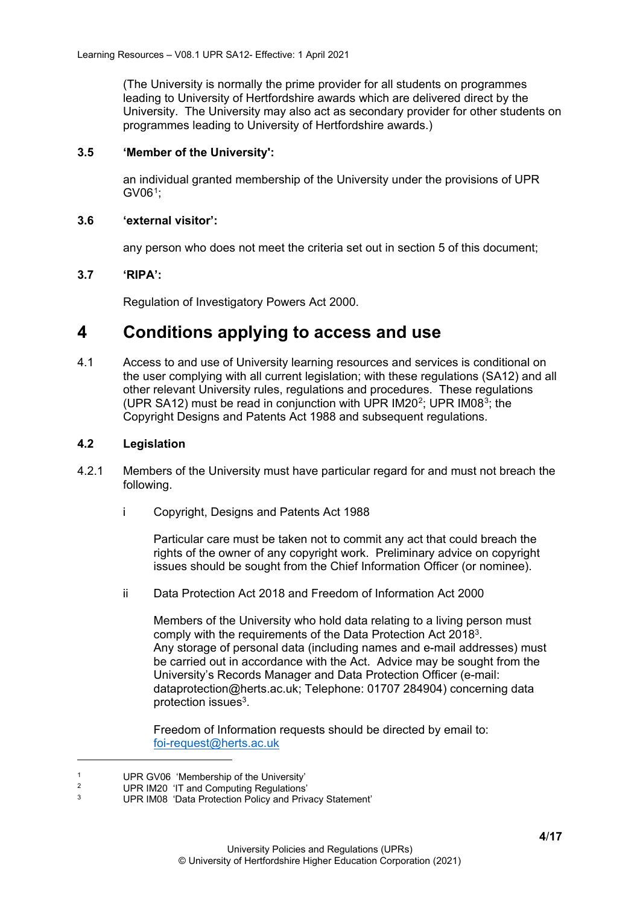(The University is normally the prime provider for all students on programmes leading to University of Hertfordshire awards which are delivered direct by the University. The University may also act as secondary provider for other students on programmes leading to University of Hertfordshire awards.)

**3.5 'Member of the University':**

an individual granted membership of the University under the provisions of UPR GV06[1];

**3.6 'external visitor':**

any person who does not meet the criteria set out in section 5 of this document;

**3.7 'RIPA':**

Regulation of Investigatory Powers Act 2000.

# 4 Conditions applying to access and use

4.1 Access to and use of University learning resources and services is conditional on the user complying with all current legislation; with these regulations (SA12) and all other relevant University rules, regulations and procedures. These regulations (UPR SA12) must be read in conjunction with UPR IM20[2]; UPR IM08[3]; the Copyright Designs and Patents Act 1988 and subsequent regulations.

**4.2 Legislation**

4.2.1 Members of the University must have particular regard for and must not breach the following.

i Copyright, Designs and Patents Act 1988

Particular care must be taken not to commit any act that could breach the rights of the owner of any copyright work. Preliminary advice on copyright issues should be sought from the Chief Information Officer (or nominee).

ii Data Protection Act 2018 and Freedom of Information Act 2000

Members of the University who hold data relating to a living person must comply with the requirements of the Data Protection Act 2018[3]. Any storage of personal data (including names and e-mail addresses) must be carried out in accordance with the Act. Advice may be sought from the University's Records Manager and Data Protection Officer (e-mail: dataprotection@herts.ac.uk; Telephone: 01707 284904) concerning data protection issues[3].

Freedom of Information requests should be directed by email to: foi-request@herts.ac.uk

---

[1] UPR GV06 'Membership of the University'

[2] UPR IM20 'IT and Computing Regulations'

[3] UPR IM08 'Data Protection Policy and Privacy Statement'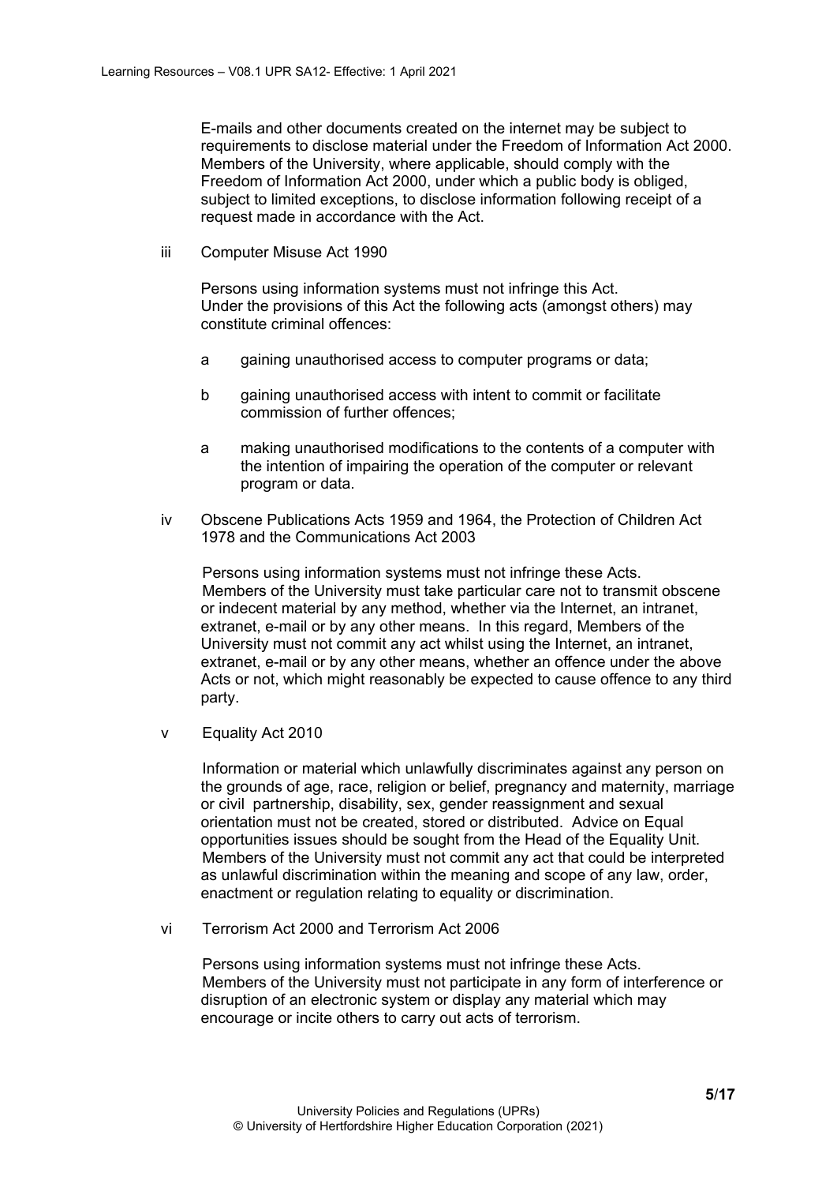E-mails and other documents created on the internet may be subject to requirements to disclose material under the Freedom of Information Act 2000. Members of the University, where applicable, should comply with the Freedom of Information Act 2000, under which a public body is obliged, subject to limited exceptions, to disclose information following receipt of a request made in accordance with the Act.

iii Computer Misuse Act 1990

Persons using information systems must not infringe this Act. Under the provisions of this Act the following acts (amongst others) may constitute criminal offences:

a gaining unauthorised access to computer programs or data;

b gaining unauthorised access with intent to commit or facilitate commission of further offences;

a making unauthorised modifications to the contents of a computer with the intention of impairing the operation of the computer or relevant program or data.

iv Obscene Publications Acts 1959 and 1964, the Protection of Children Act 1978 and the Communications Act 2003

Persons using information systems must not infringe these Acts. Members of the University must take particular care not to transmit obscene or indecent material by any method, whether via the Internet, an intranet, extranet, e-mail or by any other means. In this regard, Members of the University must not commit any act whilst using the Internet, an intranet, extranet, e-mail or by any other means, whether an offence under the above Acts or not, which might reasonably be expected to cause offence to any third party.

v Equality Act 2010

Information or material which unlawfully discriminates against any person on the grounds of age, race, religion or belief, pregnancy and maternity, marriage or civil partnership, disability, sex, gender reassignment and sexual orientation must not be created, stored or distributed. Advice on Equal opportunities issues should be sought from the Head of the Equality Unit. Members of the University must not commit any act that could be interpreted as unlawful discrimination within the meaning and scope of any law, order, enactment or regulation relating to equality or discrimination.

vi Terrorism Act 2000 and Terrorism Act 2006

Persons using information systems must not infringe these Acts. Members of the University must not participate in any form of interference or disruption of an electronic system or display any material which may encourage or incite others to carry out acts of terrorism.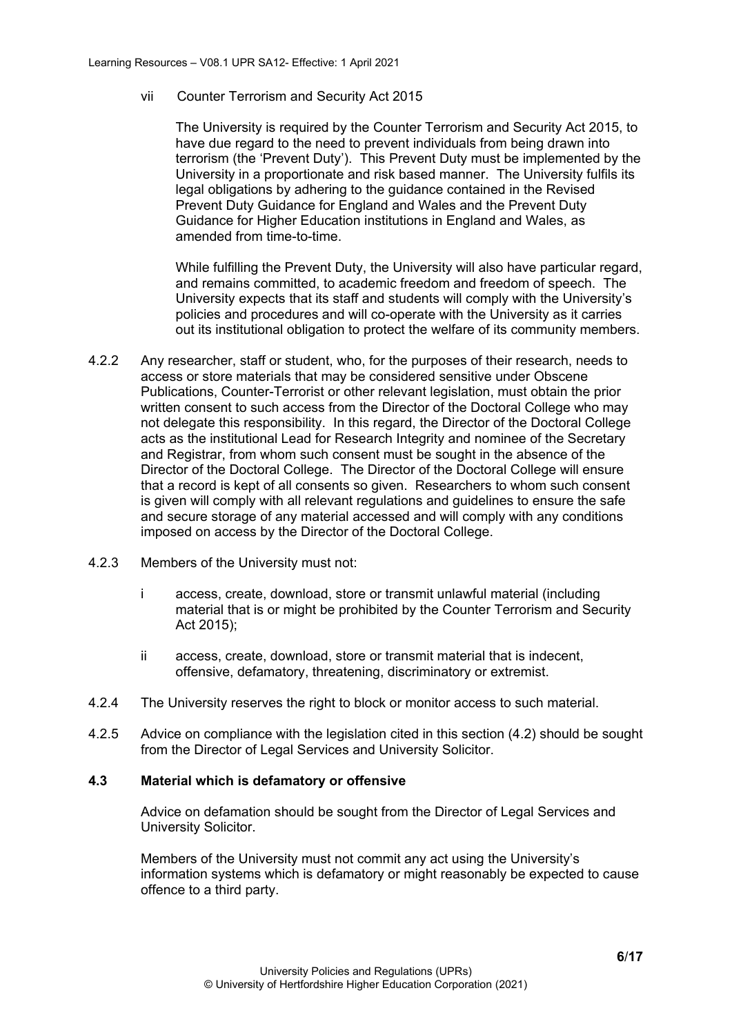vii Counter Terrorism and Security Act 2015

The University is required by the Counter Terrorism and Security Act 2015, to have due regard to the need to prevent individuals from being drawn into terrorism (the 'Prevent Duty'). This Prevent Duty must be implemented by the University in a proportionate and risk based manner. The University fulfils its legal obligations by adhering to the guidance contained in the Revised Prevent Duty Guidance for England and Wales and the Prevent Duty Guidance for Higher Education institutions in England and Wales, as amended from time-to-time.

While fulfilling the Prevent Duty, the University will also have particular regard, and remains committed, to academic freedom and freedom of speech. The University expects that its staff and students will comply with the University's policies and procedures and will co-operate with the University as it carries out its institutional obligation to protect the welfare of its community members.

4.2.2 Any researcher, staff or student, who, for the purposes of their research, needs to access or store materials that may be considered sensitive under Obscene Publications, Counter-Terrorist or other relevant legislation, must obtain the prior written consent to such access from the Director of the Doctoral College who may not delegate this responsibility. In this regard, the Director of the Doctoral College acts as the institutional Lead for Research Integrity and nominee of the Secretary and Registrar, from whom such consent must be sought in the absence of the Director of the Doctoral College. The Director of the Doctoral College will ensure that a record is kept of all consents so given. Researchers to whom such consent is given will comply with all relevant regulations and guidelines to ensure the safe and secure storage of any material accessed and will comply with any conditions imposed on access by the Director of the Doctoral College.

4.2.3 Members of the University must not:

i access, create, download, store or transmit unlawful material (including material that is or might be prohibited by the Counter Terrorism and Security Act 2015);

ii access, create, download, store or transmit material that is indecent, offensive, defamatory, threatening, discriminatory or extremist.

4.2.4 The University reserves the right to block or monitor access to such material.

4.2.5 Advice on compliance with the legislation cited in this section (4.2) should be sought from the Director of Legal Services and University Solicitor.

**4.3 Material which is defamatory or offensive**

Advice on defamation should be sought from the Director of Legal Services and University Solicitor.

Members of the University must not commit any act using the University's information systems which is defamatory or might reasonably be expected to cause offence to a third party.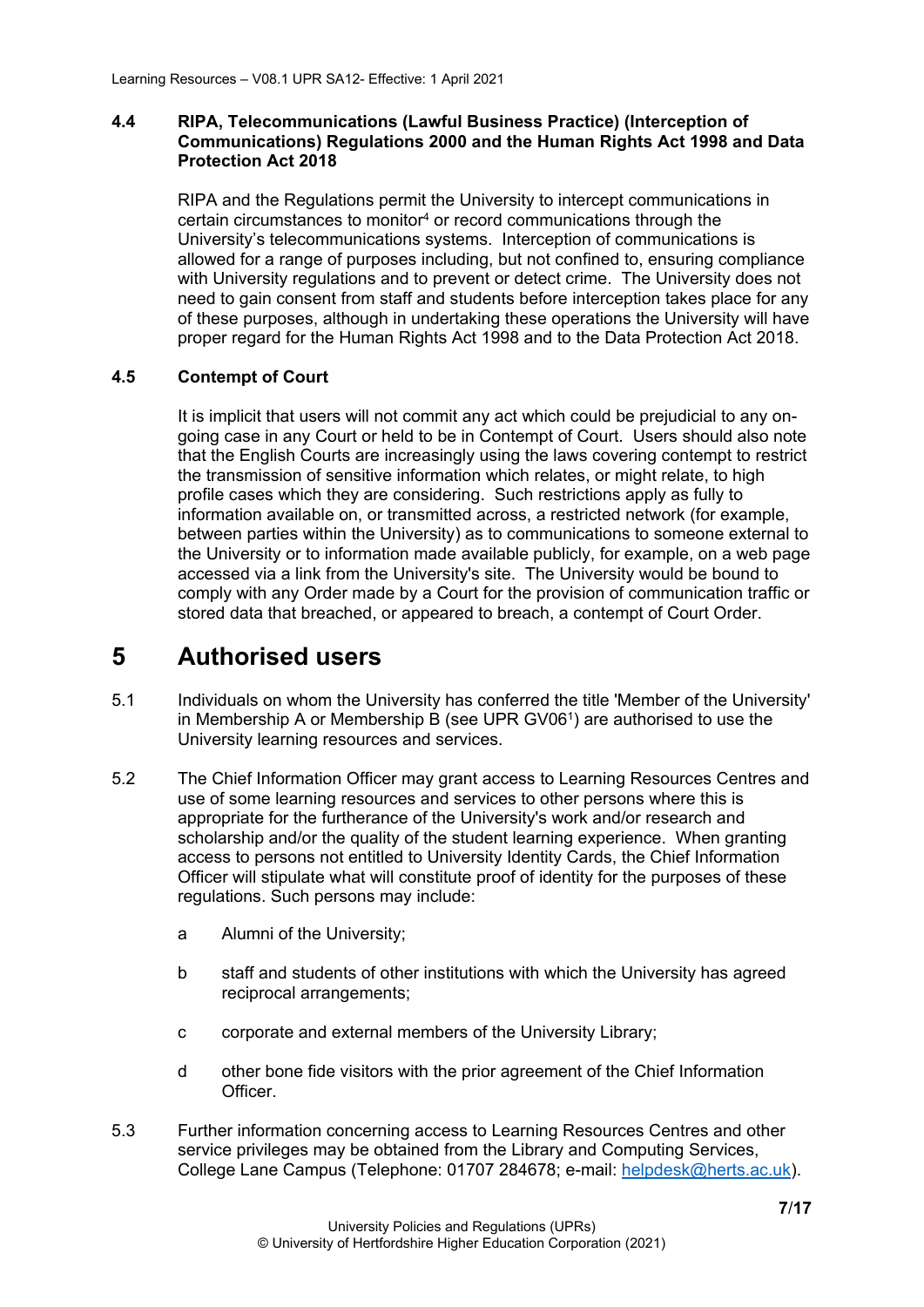### 4.4 RIPA, Telecommunications (Lawful Business Practice) (Interception of Communications) Regulations 2000 and the Human Rights Act 1998 and Data Protection Act 2018

RIPA and the Regulations permit the University to intercept communications in certain circumstances to monitor[4] or record communications through the University's telecommunications systems. Interception of communications is allowed for a range of purposes including, but not confined to, ensuring compliance with University regulations and to prevent or detect crime. The University does not need to gain consent from staff and students before interception takes place for any of these purposes, although in undertaking these operations the University will have proper regard for the Human Rights Act 1998 and to the Data Protection Act 2018.

### 4.5 Contempt of Court

It is implicit that users will not commit any act which could be prejudicial to any on-going case in any Court or held to be in Contempt of Court. Users should also note that the English Courts are increasingly using the laws covering contempt to restrict the transmission of sensitive information which relates, or might relate, to high profile cases which they are considering. Such restrictions apply as fully to information available on, or transmitted across, a restricted network (for example, between parties within the University) as to communications to someone external to the University or to information made available publicly, for example, on a web page accessed via a link from the University's site. The University would be bound to comply with any Order made by a Court for the provision of communication traffic or stored data that breached, or appeared to breach, a contempt of Court Order.

# 5 Authorised users

5.1 Individuals on whom the University has conferred the title 'Member of the University' in Membership A or Membership B (see UPR GV06[1]) are authorised to use the University learning resources and services.

5.2 The Chief Information Officer may grant access to Learning Resources Centres and use of some learning resources and services to other persons where this is appropriate for the furtherance of the University's work and/or research and scholarship and/or the quality of the student learning experience. When granting access to persons not entitled to University Identity Cards, the Chief Information Officer will stipulate what will constitute proof of identity for the purposes of these regulations. Such persons may include:

a. Alumni of the University;

b. staff and students of other institutions with which the University has agreed reciprocal arrangements;

c. corporate and external members of the University Library;

d. other bone fide visitors with the prior agreement of the Chief Information Officer.

5.3 Further information concerning access to Learning Resources Centres and other service privileges may be obtained from the Library and Computing Services, College Lane Campus (Telephone: 01707 284678; e-mail: helpdesk@herts.ac.uk).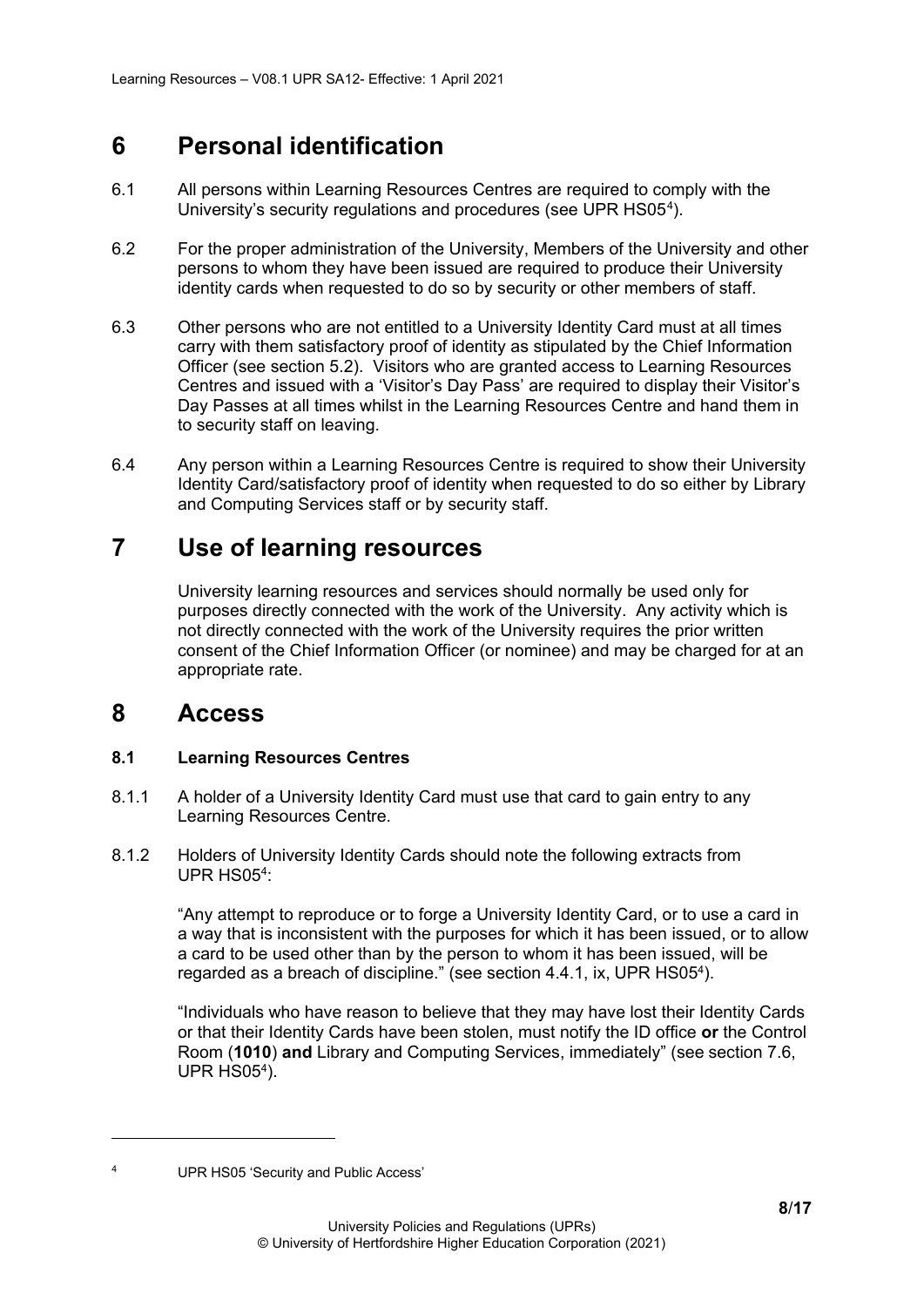# 6 Personal identification

6.1 All persons within Learning Resources Centres are required to comply with the University's security regulations and procedures (see UPR HS05[4]).

6.2 For the proper administration of the University, Members of the University and other persons to whom they have been issued are required to produce their University identity cards when requested to do so by security or other members of staff.

6.3 Other persons who are not entitled to a University Identity Card must at all times carry with them satisfactory proof of identity as stipulated by the Chief Information Officer (see section 5.2). Visitors who are granted access to Learning Resources Centres and issued with a 'Visitor's Day Pass' are required to display their Visitor's Day Passes at all times whilst in the Learning Resources Centre and hand them in to security staff on leaving.

6.4 Any person within a Learning Resources Centre is required to show their University Identity Card/satisfactory proof of identity when requested to do so either by Library and Computing Services staff or by security staff.

# 7 Use of learning resources

University learning resources and services should normally be used only for purposes directly connected with the work of the University. Any activity which is not directly connected with the work of the University requires the prior written consent of the Chief Information Officer (or nominee) and may be charged for at an appropriate rate.

# 8 Access

### 8.1 Learning Resources Centres

8.1.1 A holder of a University Identity Card must use that card to gain entry to any Learning Resources Centre.

8.1.2 Holders of University Identity Cards should note the following extracts from UPR HS05[4]:

"Any attempt to reproduce or to forge a University Identity Card, or to use a card in a way that is inconsistent with the purposes for which it has been issued, or to allow a card to be used other than by the person to whom it has been issued, will be regarded as a breach of discipline." (see section 4.4.1, ix, UPR HS05[4]).

"Individuals who have reason to believe that they may have lost their Identity Cards or that their Identity Cards have been stolen, must notify the ID office **or** the Control Room (**1010**) **and** Library and Computing Services, immediately" (see section 7.6, UPR HS05[4]).

---

[4] UPR HS05 'Security and Public Access'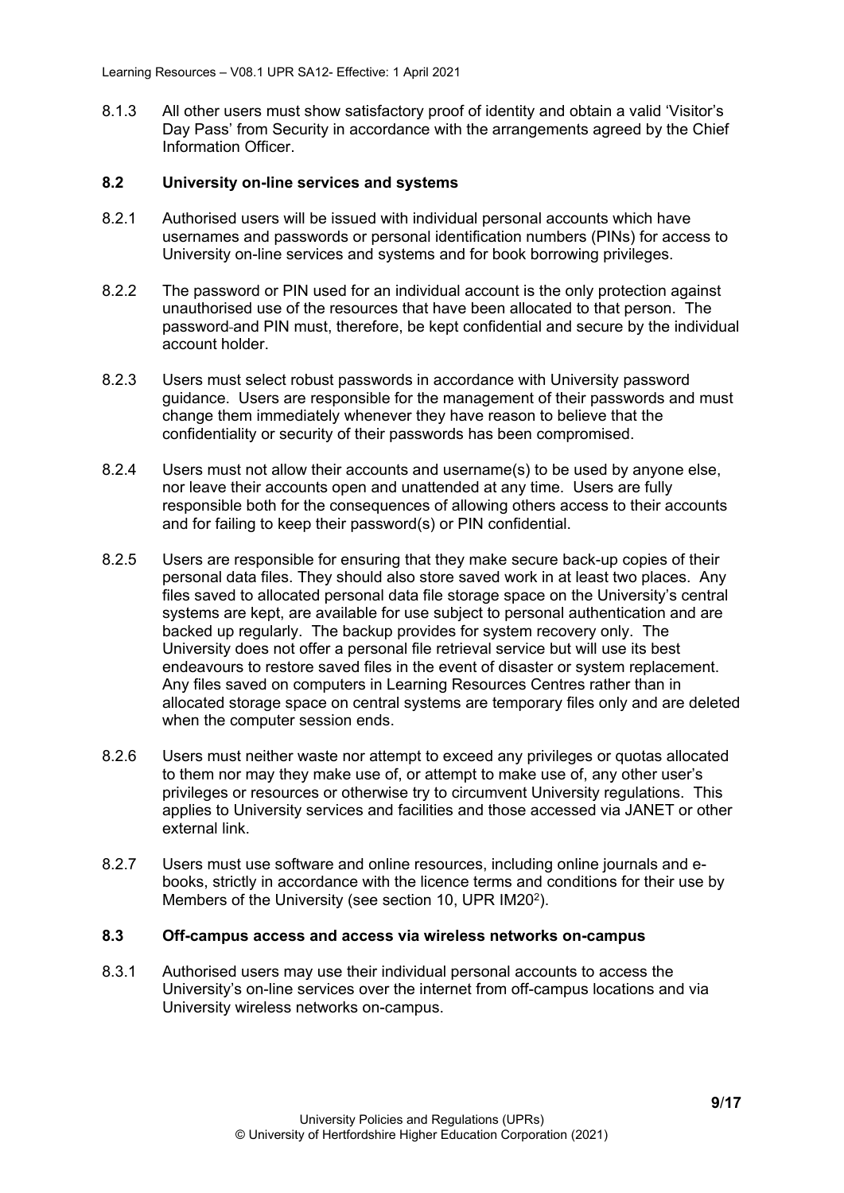8.1.3 All other users must show satisfactory proof of identity and obtain a valid 'Visitor's Day Pass' from Security in accordance with the arrangements agreed by the Chief Information Officer.

### 8.2 University on-line services and systems

8.2.1 Authorised users will be issued with individual personal accounts which have usernames and passwords or personal identification numbers (PINs) for access to University on-line services and systems and for book borrowing privileges.

8.2.2 The password or PIN used for an individual account is the only protection against unauthorised use of the resources that have been allocated to that person. The password and PIN must, therefore, be kept confidential and secure by the individual account holder.

8.2.3 Users must select robust passwords in accordance with University password guidance. Users are responsible for the management of their passwords and must change them immediately whenever they have reason to believe that the confidentiality or security of their passwords has been compromised.

8.2.4 Users must not allow their accounts and username(s) to be used by anyone else, nor leave their accounts open and unattended at any time. Users are fully responsible both for the consequences of allowing others access to their accounts and for failing to keep their password(s) or PIN confidential.

8.2.5 Users are responsible for ensuring that they make secure back-up copies of their personal data files. They should also store saved work in at least two places. Any files saved to allocated personal data file storage space on the University's central systems are kept, are available for use subject to personal authentication and are backed up regularly. The backup provides for system recovery only. The University does not offer a personal file retrieval service but will use its best endeavours to restore saved files in the event of disaster or system replacement. Any files saved on computers in Learning Resources Centres rather than in allocated storage space on central systems are temporary files only and are deleted when the computer session ends.

8.2.6 Users must neither waste nor attempt to exceed any privileges or quotas allocated to them nor may they make use of, or attempt to make use of, any other user's privileges or resources or otherwise try to circumvent University regulations. This applies to University services and facilities and those accessed via JANET or other external link.

8.2.7 Users must use software and online resources, including online journals and e-books, strictly in accordance with the licence terms and conditions for their use by Members of the University (see section 10, UPR IM20[2]).

### 8.3 Off-campus access and access via wireless networks on-campus

8.3.1 Authorised users may use their individual personal accounts to access the University's on-line services over the internet from off-campus locations and via University wireless networks on-campus.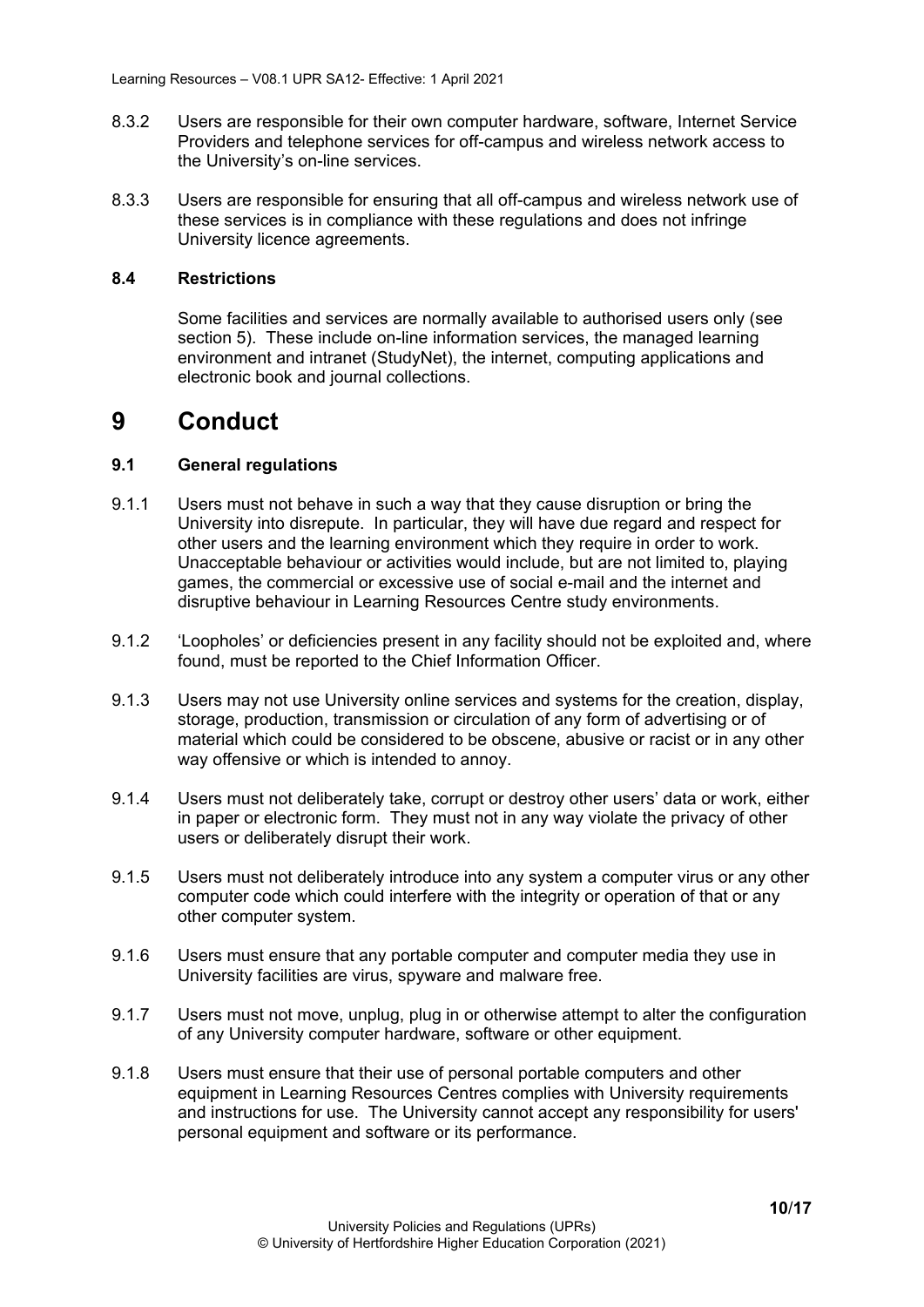8.3.2 Users are responsible for their own computer hardware, software, Internet Service Providers and telephone services for off-campus and wireless network access to the University's on-line services.

8.3.3 Users are responsible for ensuring that all off-campus and wireless network use of these services is in compliance with these regulations and does not infringe University licence agreements.

### 8.4 Restrictions

Some facilities and services are normally available to authorised users only (see section 5). These include on-line information services, the managed learning environment and intranet (StudyNet), the internet, computing applications and electronic book and journal collections.

# 9 Conduct

### 9.1 General regulations

9.1.1 Users must not behave in such a way that they cause disruption or bring the University into disrepute. In particular, they will have due regard and respect for other users and the learning environment which they require in order to work. Unacceptable behaviour or activities would include, but are not limited to, playing games, the commercial or excessive use of social e-mail and the internet and disruptive behaviour in Learning Resources Centre study environments.

9.1.2 'Loopholes' or deficiencies present in any facility should not be exploited and, where found, must be reported to the Chief Information Officer.

9.1.3 Users may not use University online services and systems for the creation, display, storage, production, transmission or circulation of any form of advertising or of material which could be considered to be obscene, abusive or racist or in any other way offensive or which is intended to annoy.

9.1.4 Users must not deliberately take, corrupt or destroy other users' data or work, either in paper or electronic form. They must not in any way violate the privacy of other users or deliberately disrupt their work.

9.1.5 Users must not deliberately introduce into any system a computer virus or any other computer code which could interfere with the integrity or operation of that or any other computer system.

9.1.6 Users must ensure that any portable computer and computer media they use in University facilities are virus, spyware and malware free.

9.1.7 Users must not move, unplug, plug in or otherwise attempt to alter the configuration of any University computer hardware, software or other equipment.

9.1.8 Users must ensure that their use of personal portable computers and other equipment in Learning Resources Centres complies with University requirements and instructions for use. The University cannot accept any responsibility for users' personal equipment and software or its performance.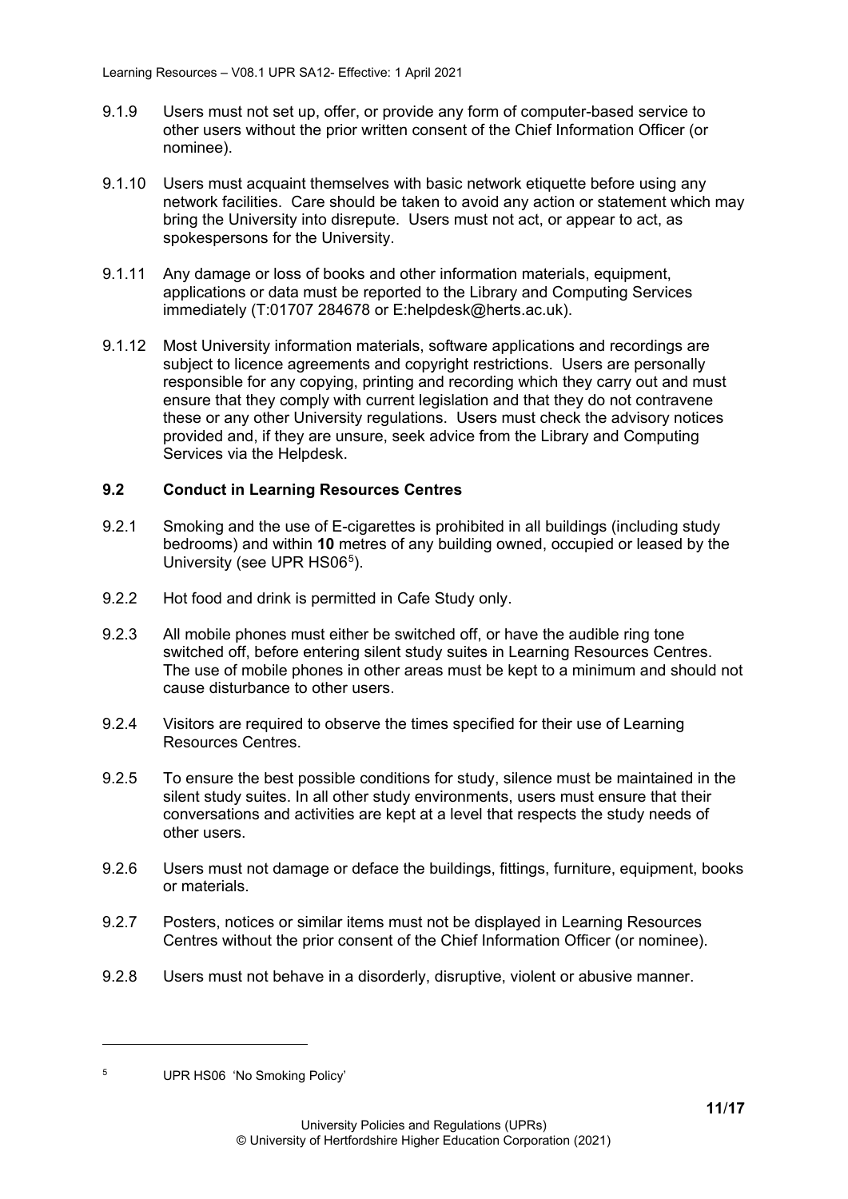9.1.9 Users must not set up, offer, or provide any form of computer-based service to other users without the prior written consent of the Chief Information Officer (or nominee).

9.1.10 Users must acquaint themselves with basic network etiquette before using any network facilities. Care should be taken to avoid any action or statement which may bring the University into disrepute. Users must not act, or appear to act, as spokespersons for the University.

9.1.11 Any damage or loss of books and other information materials, equipment, applications or data must be reported to the Library and Computing Services immediately (T:01707 284678 or E:helpdesk@herts.ac.uk).

9.1.12 Most University information materials, software applications and recordings are subject to licence agreements and copyright restrictions. Users are personally responsible for any copying, printing and recording which they carry out and must ensure that they comply with current legislation and that they do not contravene these or any other University regulations. Users must check the advisory notices provided and, if they are unsure, seek advice from the Library and Computing Services via the Helpdesk.

### 9.2 Conduct in Learning Resources Centres

9.2.1 Smoking and the use of E-cigarettes is prohibited in all buildings (including study bedrooms) and within **10** metres of any building owned, occupied or leased by the University (see UPR HS06[5]).

9.2.2 Hot food and drink is permitted in Cafe Study only.

9.2.3 All mobile phones must either be switched off, or have the audible ring tone switched off, before entering silent study suites in Learning Resources Centres. The use of mobile phones in other areas must be kept to a minimum and should not cause disturbance to other users.

9.2.4 Visitors are required to observe the times specified for their use of Learning Resources Centres.

9.2.5 To ensure the best possible conditions for study, silence must be maintained in the silent study suites. In all other study environments, users must ensure that their conversations and activities are kept at a level that respects the study needs of other users.

9.2.6 Users must not damage or deface the buildings, fittings, furniture, equipment, books or materials.

9.2.7 Posters, notices or similar items must not be displayed in Learning Resources Centres without the prior consent of the Chief Information Officer (or nominee).

9.2.8 Users must not behave in a disorderly, disruptive, violent or abusive manner.

---

[5] UPR HS06 'No Smoking Policy'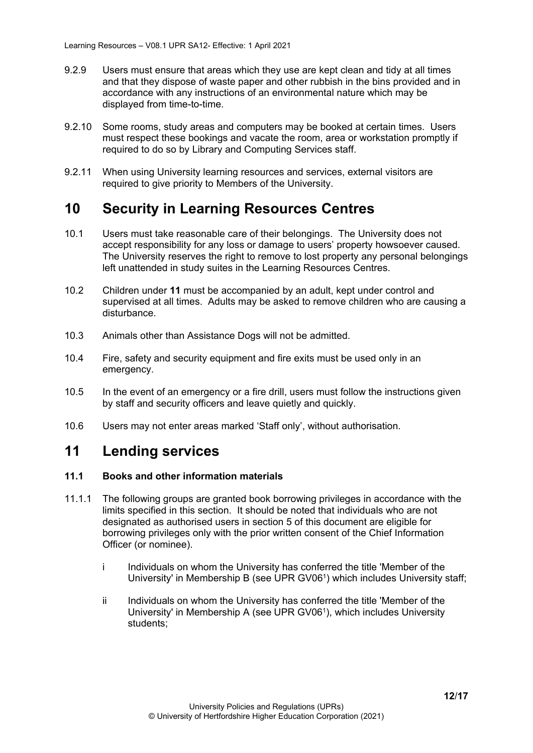9.2.9 Users must ensure that areas which they use are kept clean and tidy at all times and that they dispose of waste paper and other rubbish in the bins provided and in accordance with any instructions of an environmental nature which may be displayed from time-to-time.

9.2.10 Some rooms, study areas and computers may be booked at certain times. Users must respect these bookings and vacate the room, area or workstation promptly if required to do so by Library and Computing Services staff.

9.2.11 When using University learning resources and services, external visitors are required to give priority to Members of the University.

# 10 Security in Learning Resources Centres

10.1 Users must take reasonable care of their belongings. The University does not accept responsibility for any loss or damage to users' property howsoever caused. The University reserves the right to remove to lost property any personal belongings left unattended in study suites in the Learning Resources Centres.

10.2 Children under **11** must be accompanied by an adult, kept under control and supervised at all times. Adults may be asked to remove children who are causing a disturbance.

10.3 Animals other than Assistance Dogs will not be admitted.

10.4 Fire, safety and security equipment and fire exits must be used only in an emergency.

10.5 In the event of an emergency or a fire drill, users must follow the instructions given by staff and security officers and leave quietly and quickly.

10.6 Users may not enter areas marked 'Staff only', without authorisation.

# 11 Lending services

### 11.1 Books and other information materials

11.1.1 The following groups are granted book borrowing privileges in accordance with the limits specified in this section. It should be noted that individuals who are not designated as authorised users in section 5 of this document are eligible for borrowing privileges only with the prior written consent of the Chief Information Officer (or nominee).

i Individuals on whom the University has conferred the title 'Member of the University' in Membership B (see UPR GV06[1]) which includes University staff;

ii Individuals on whom the University has conferred the title 'Member of the University' in Membership A (see UPR GV06[1]), which includes University students;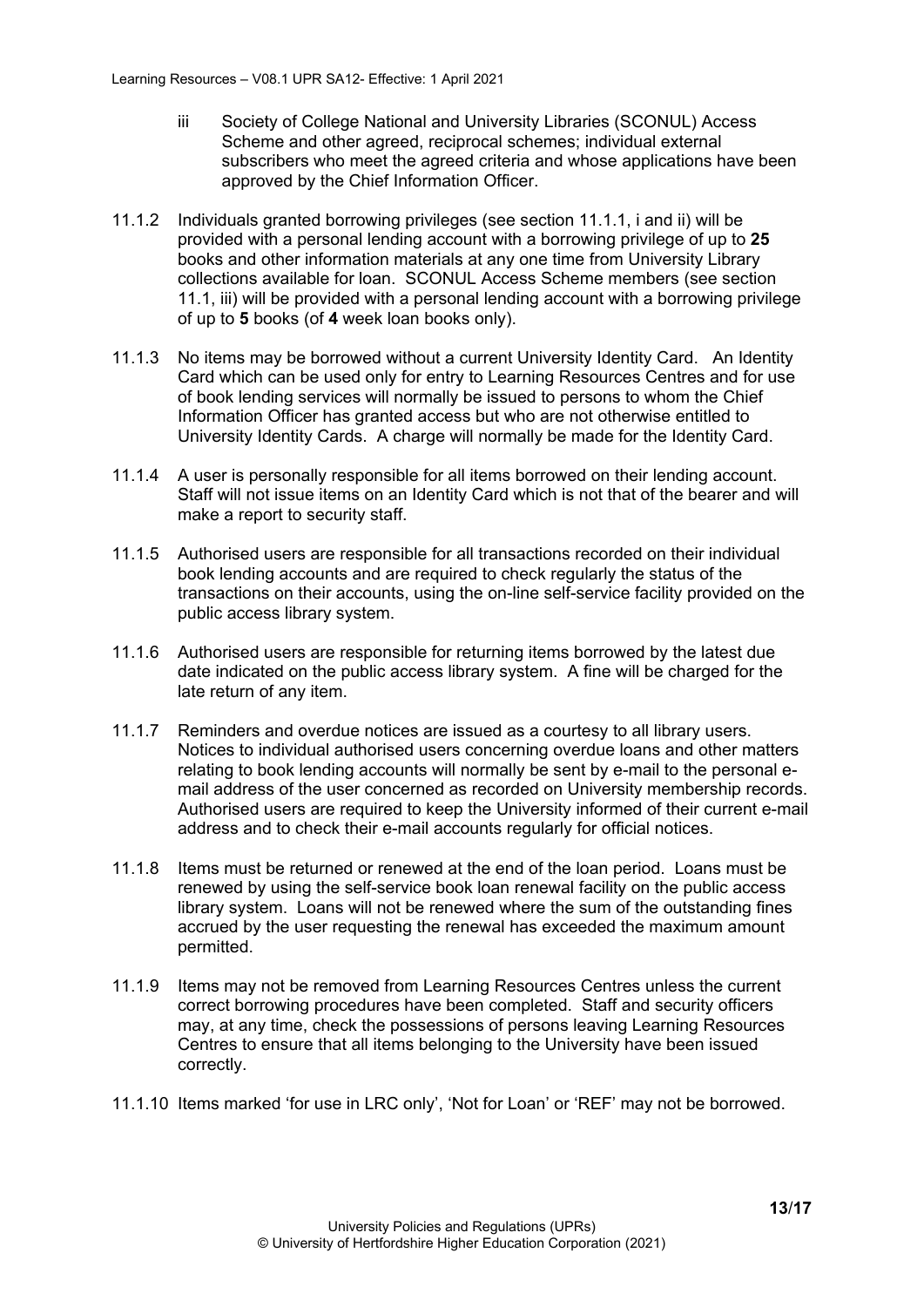iii Society of College National and University Libraries (SCONUL) Access Scheme and other agreed, reciprocal schemes; individual external subscribers who meet the agreed criteria and whose applications have been approved by the Chief Information Officer.

11.1.2 Individuals granted borrowing privileges (see section 11.1.1, i and ii) will be provided with a personal lending account with a borrowing privilege of up to **25** books and other information materials at any one time from University Library collections available for loan. SCONUL Access Scheme members (see section 11.1, iii) will be provided with a personal lending account with a borrowing privilege of up to **5** books (of **4** week loan books only).

11.1.3 No items may be borrowed without a current University Identity Card. An Identity Card which can be used only for entry to Learning Resources Centres and for use of book lending services will normally be issued to persons to whom the Chief Information Officer has granted access but who are not otherwise entitled to University Identity Cards. A charge will normally be made for the Identity Card.

11.1.4 A user is personally responsible for all items borrowed on their lending account. Staff will not issue items on an Identity Card which is not that of the bearer and will make a report to security staff.

11.1.5 Authorised users are responsible for all transactions recorded on their individual book lending accounts and are required to check regularly the status of the transactions on their accounts, using the on-line self-service facility provided on the public access library system.

11.1.6 Authorised users are responsible for returning items borrowed by the latest due date indicated on the public access library system. A fine will be charged for the late return of any item.

11.1.7 Reminders and overdue notices are issued as a courtesy to all library users. Notices to individual authorised users concerning overdue loans and other matters relating to book lending accounts will normally be sent by e-mail to the personal e-mail address of the user concerned as recorded on University membership records. Authorised users are required to keep the University informed of their current e-mail address and to check their e-mail accounts regularly for official notices.

11.1.8 Items must be returned or renewed at the end of the loan period. Loans must be renewed by using the self-service book loan renewal facility on the public access library system. Loans will not be renewed where the sum of the outstanding fines accrued by the user requesting the renewal has exceeded the maximum amount permitted.

11.1.9 Items may not be removed from Learning Resources Centres unless the current correct borrowing procedures have been completed. Staff and security officers may, at any time, check the possessions of persons leaving Learning Resources Centres to ensure that all items belonging to the University have been issued correctly.

11.1.10 Items marked 'for use in LRC only', 'Not for Loan' or 'REF' may not be borrowed.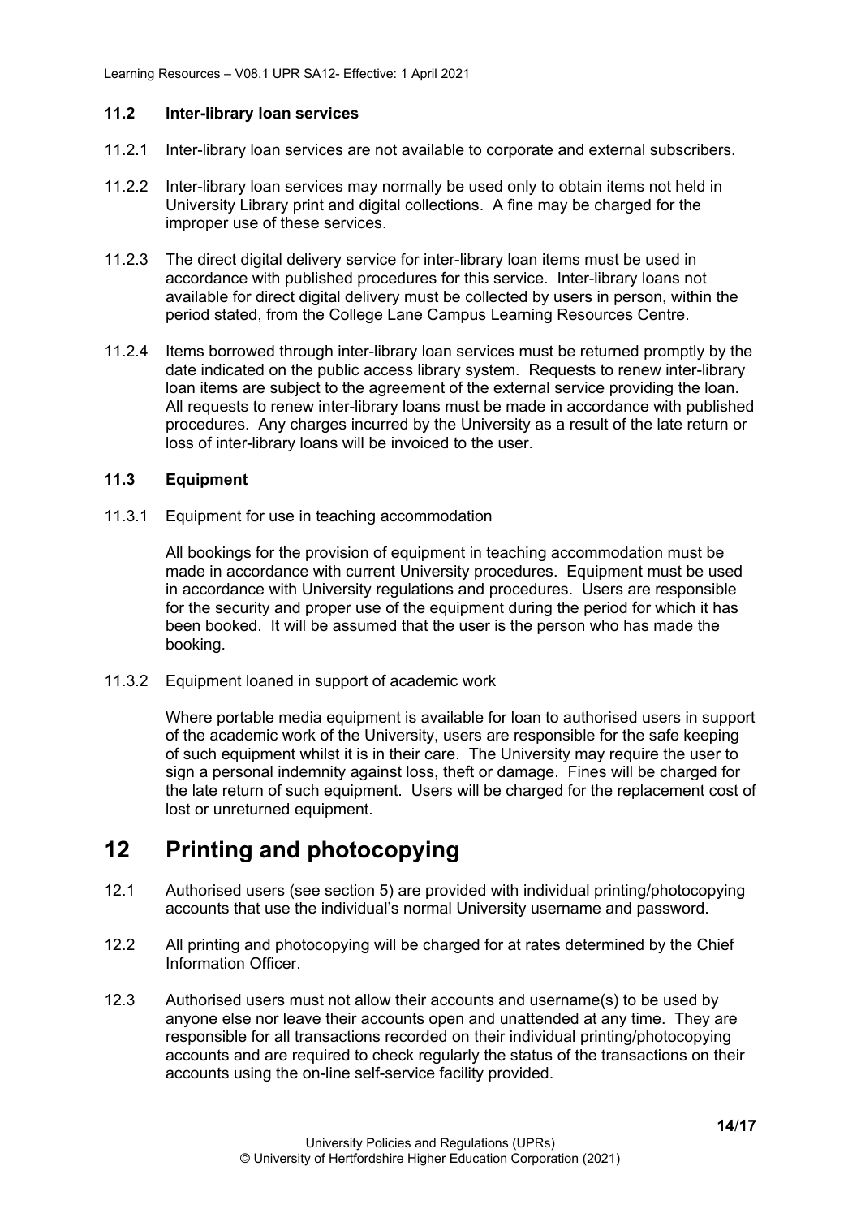### 11.2 Inter-library loan services

11.2.1 Inter-library loan services are not available to corporate and external subscribers.

11.2.2 Inter-library loan services may normally be used only to obtain items not held in University Library print and digital collections. A fine may be charged for the improper use of these services.

11.2.3 The direct digital delivery service for inter-library loan items must be used in accordance with published procedures for this service. Inter-library loans not available for direct digital delivery must be collected by users in person, within the period stated, from the College Lane Campus Learning Resources Centre.

11.2.4 Items borrowed through inter-library loan services must be returned promptly by the date indicated on the public access library system. Requests to renew inter-library loan items are subject to the agreement of the external service providing the loan. All requests to renew inter-library loans must be made in accordance with published procedures. Any charges incurred by the University as a result of the late return or loss of inter-library loans will be invoiced to the user.

### 11.3 Equipment

11.3.1 Equipment for use in teaching accommodation

All bookings for the provision of equipment in teaching accommodation must be made in accordance with current University procedures. Equipment must be used in accordance with University regulations and procedures. Users are responsible for the security and proper use of the equipment during the period for which it has been booked. It will be assumed that the user is the person who has made the booking.

11.3.2 Equipment loaned in support of academic work

Where portable media equipment is available for loan to authorised users in support of the academic work of the University, users are responsible for the safe keeping of such equipment whilst it is in their care. The University may require the user to sign a personal indemnity against loss, theft or damage. Fines will be charged for the late return of such equipment. Users will be charged for the replacement cost of lost or unreturned equipment.

## 12 Printing and photocopying

12.1 Authorised users (see section 5) are provided with individual printing/photocopying accounts that use the individual's normal University username and password.

12.2 All printing and photocopying will be charged for at rates determined by the Chief Information Officer.

12.3 Authorised users must not allow their accounts and username(s) to be used by anyone else nor leave their accounts open and unattended at any time. They are responsible for all transactions recorded on their individual printing/photocopying accounts and are required to check regularly the status of the transactions on their accounts using the on-line self-service facility provided.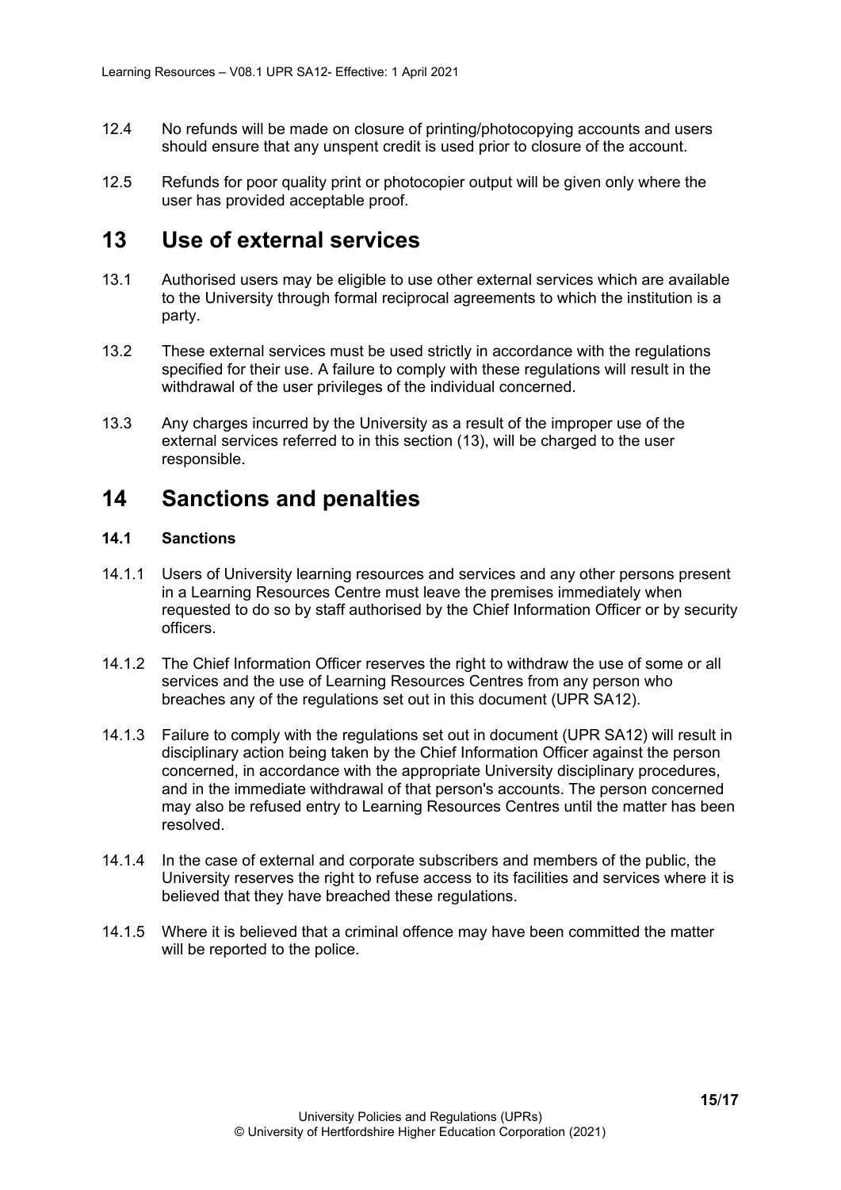12.4 No refunds will be made on closure of printing/photocopying accounts and users should ensure that any unspent credit is used prior to closure of the account.

12.5 Refunds for poor quality print or photocopier output will be given only where the user has provided acceptable proof.

# 13 Use of external services

13.1 Authorised users may be eligible to use other external services which are available to the University through formal reciprocal agreements to which the institution is a party.

13.2 These external services must be used strictly in accordance with the regulations specified for their use. A failure to comply with these regulations will result in the withdrawal of the user privileges of the individual concerned.

13.3 Any charges incurred by the University as a result of the improper use of the external services referred to in this section (13), will be charged to the user responsible.

# 14 Sanctions and penalties

### 14.1 Sanctions

14.1.1 Users of University learning resources and services and any other persons present in a Learning Resources Centre must leave the premises immediately when requested to do so by staff authorised by the Chief Information Officer or by security officers.

14.1.2 The Chief Information Officer reserves the right to withdraw the use of some or all services and the use of Learning Resources Centres from any person who breaches any of the regulations set out in this document (UPR SA12).

14.1.3 Failure to comply with the regulations set out in document (UPR SA12) will result in disciplinary action being taken by the Chief Information Officer against the person concerned, in accordance with the appropriate University disciplinary procedures, and in the immediate withdrawal of that person's accounts. The person concerned may also be refused entry to Learning Resources Centres until the matter has been resolved.

14.1.4 In the case of external and corporate subscribers and members of the public, the University reserves the right to refuse access to its facilities and services where it is believed that they have breached these regulations.

14.1.5 Where it is believed that a criminal offence may have been committed the matter will be reported to the police.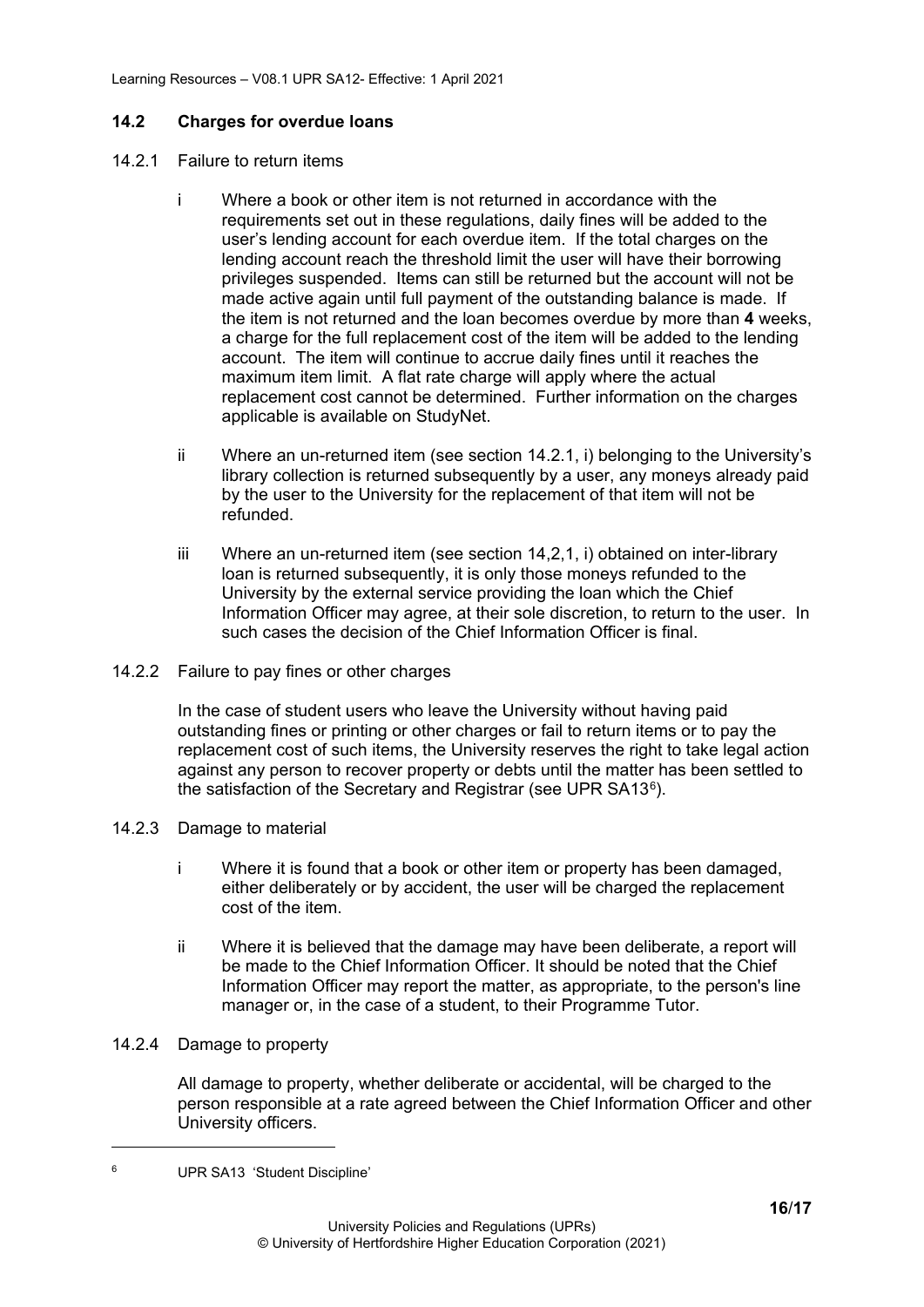## 14.2 Charges for overdue loans

14.2.1 Failure to return items

i Where a book or other item is not returned in accordance with the requirements set out in these regulations, daily fines will be added to the user's lending account for each overdue item. If the total charges on the lending account reach the threshold limit the user will have their borrowing privileges suspended. Items can still be returned but the account will not be made active again until full payment of the outstanding balance is made. If the item is not returned and the loan becomes overdue by more than **4** weeks, a charge for the full replacement cost of the item will be added to the lending account. The item will continue to accrue daily fines until it reaches the maximum item limit. A flat rate charge will apply where the actual replacement cost cannot be determined. Further information on the charges applicable is available on StudyNet.

ii Where an un-returned item (see section 14.2.1, i) belonging to the University's library collection is returned subsequently by a user, any moneys already paid by the user to the University for the replacement of that item will not be refunded.

iii Where an un-returned item (see section 14,2,1, i) obtained on inter-library loan is returned subsequently, it is only those moneys refunded to the University by the external service providing the loan which the Chief Information Officer may agree, at their sole discretion, to return to the user. In such cases the decision of the Chief Information Officer is final.

14.2.2 Failure to pay fines or other charges

In the case of student users who leave the University without having paid outstanding fines or printing or other charges or fail to return items or to pay the replacement cost of such items, the University reserves the right to take legal action against any person to recover property or debts until the matter has been settled to the satisfaction of the Secretary and Registrar (see UPR SA13[6]).

14.2.3 Damage to material

i Where it is found that a book or other item or property has been damaged, either deliberately or by accident, the user will be charged the replacement cost of the item.

ii Where it is believed that the damage may have been deliberate, a report will be made to the Chief Information Officer. It should be noted that the Chief Information Officer may report the matter, as appropriate, to the person's line manager or, in the case of a student, to their Programme Tutor.

14.2.4 Damage to property

All damage to property, whether deliberate or accidental, will be charged to the person responsible at a rate agreed between the Chief Information Officer and other University officers.

---

[6] UPR SA13 'Student Discipline'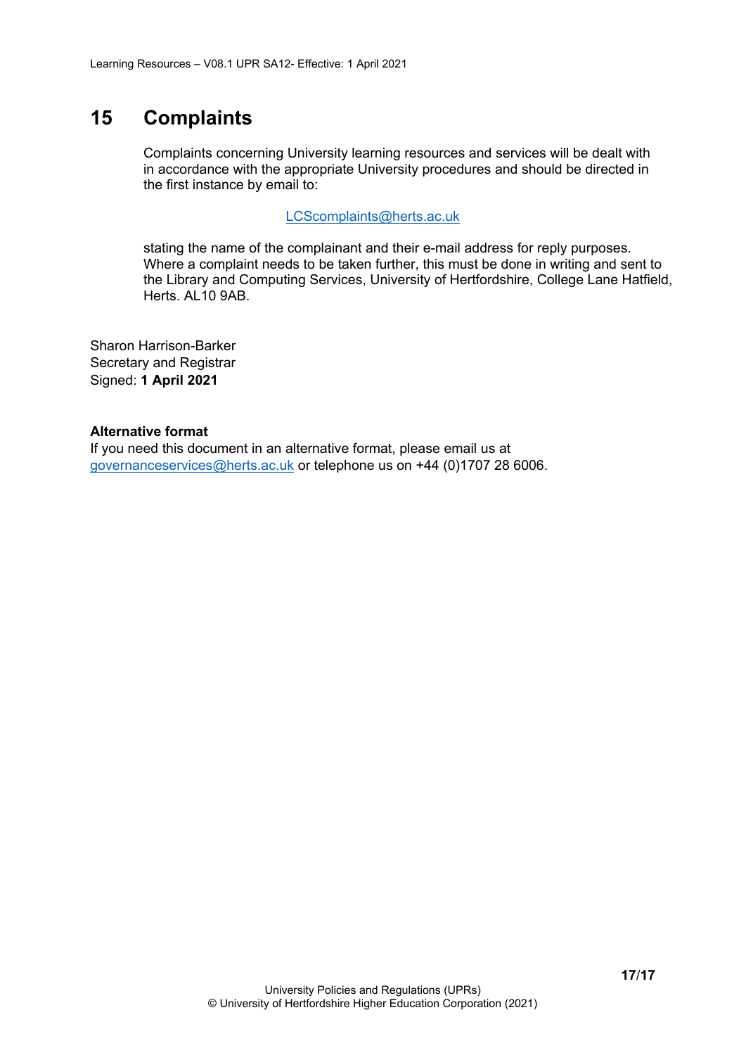## 15 Complaints

Complaints concerning University learning resources and services will be dealt with in accordance with the appropriate University procedures and should be directed in the first instance by email to:

LCScomplaints@herts.ac.uk

stating the name of the complainant and their e-mail address for reply purposes. Where a complaint needs to be taken further, this must be done in writing and sent to the Library and Computing Services, University of Hertfordshire, College Lane Hatfield, Herts. AL10 9AB.

Sharon Harrison-Barker
Secretary and Registrar
Signed: **1 April 2021**

**Alternative format**
If you need this document in an alternative format, please email us at governanceservices@herts.ac.uk or telephone us on +44 (0)1707 28 6006.